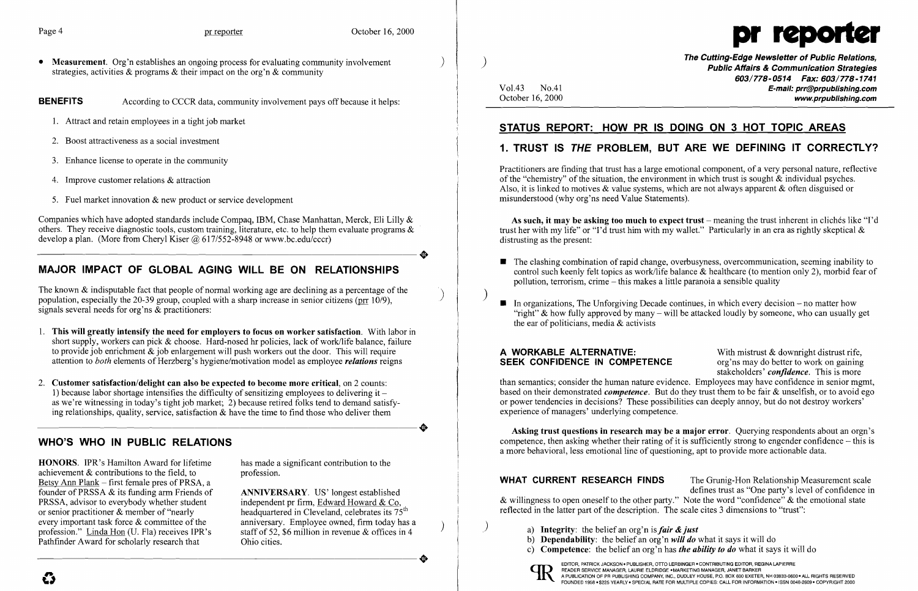- **Measurement**. Org'n establishes an ongoing process for evaluating community involvement strategies, activities & programs & their impact on the org'n & community

**BENEFITS** According to CCCR data, community involvement pays off because it helps:

1. Attract and retain employees in a tight job market
2. Boost attractiveness as a social investment
3. Enhance license to operate in the community
4. Improve customer relations & attraction
5. Fuel market innovation & new product or service development

Companies which have adopted standards include Compaq, IBM, Chase Manhattan, Merck, Eli Lilly & others. They receive diagnostic tools, custom training, literature, etc. to help them evaluate programs & develop a plan. (More from Cheryl Kiser @ 617/552-8948 or www.bc.edu/cccr)

## MAJOR IMPACT OF GLOBAL AGING WILL BE ON RELATIONSHIPS

The known & indisputable fact that people of normal working age are declining as a percentage of the population, especially the 20-39 group, coupled with a sharp increase in senior citizens (prr 10/9), signals several needs for org'ns & practitioners:

1. **This will greatly intensify the need for employers to focus on worker satisfaction**. With labor in short supply, workers can pick & choose. Hard-nosed hr policies, lack of work/life balance, failure to provide job enrichment & job enlargement will push workers out the door. This will require attention to *both* elements of Herzberg's hygiene/motivation model as employee ***relations*** reigns
2. **Customer satisfaction/delight can also be expected to become more critical**, on 2 counts: 1) because labor shortage intensifies the difficulty of sensitizing employees to delivering it – as we're witnessing in today's tight job market; 2) because retired folks tend to demand satisfying relationships, quality, service, satisfaction & have the time to find those who deliver them

## WHO'S WHO IN PUBLIC RELATIONS

**HONORS**. IPR's Hamilton Award for lifetime achievement & contributions to the field, to Betsy Ann Plank – first female pres of PRSA, a founder of PRSSA & its funding arm Friends of PRSSA, advisor to everybody whether student or senior practitioner & member of "nearly every important task force & committee of the profession." Linda Hon (U. Fla) receives IPR's Pathfinder Award for scholarly research that has made a significant contribution to the profession.

**ANNIVERSARY**. US' longest established independent pr firm, Edward Howard & Co, headquartered in Cleveland, celebrates its 75th anniversary. Employee owned, firm today has a staff of 52, $6 million in revenue & offices in 4 Ohio cities.

# pr reporter

**The Cutting-Edge Newsletter of Public Relations, Public Affairs & Communication Strategies**
603/778-0514 Fax: 603/778-1741
E-mail: prr@prpublishing.com
www.prpublishing.com

Vol.43 No.41
October 16, 2000

## STATUS REPORT: HOW PR IS DOING ON 3 HOT TOPIC AREAS

### 1. TRUST IS *THE* PROBLEM, BUT ARE WE DEFINING IT CORRECTLY?

Practitioners are finding that trust has a large emotional component, of a very personal nature, reflective of the "chemistry" of the situation, the environment in which trust is sought & individual psyches. Also, it is linked to motives & value systems, which are not always apparent & often disguised or misunderstood (why org'ns need Value Statements).

**As such, it may be asking too much to expect trust** – meaning the trust inherent in clichés like "I'd trust her with my life" or "I'd trust him with my wallet." Particularly in an era as rightly skeptical & distrusting as the present:

- The clashing combination of rapid change, overbusyness, overcommunication, seeming inability to control such keenly felt topics as work/life balance & healthcare (to mention only 2), morbid fear of pollution, terrorism, crime – this makes a little paranoia a sensible quality
- In organizations, The Unforgiving Decade continues, in which every decision – no matter how "right" & how fully approved by many – will be attacked loudly by someone, who can usually get the ear of politicians, media & activists

**A WORKABLE ALTERNATIVE: SEEK CONFIDENCE IN COMPETENCE** With mistrust & downright distrust rife, org'ns may do better to work on gaining stakeholders' ***confidence***. This is more than semantics; consider the human nature evidence. Employees may have confidence in senior mgmt, based on their demonstrated ***competence***. But do they trust them to be fair & unselfish, or to avoid ego or power tendencies in decisions? These possibilities can deeply annoy, but do not destroy workers' experience of managers' underlying competence.

**Asking trust questions in research may be a major error**. Querying respondents about an orgn's competence, then asking whether their rating of it is sufficiently strong to engender confidence – this is a more behavioral, less emotional line of questioning, apt to provide more actionable data.

**WHAT CURRENT RESEARCH FINDS** The Grunig-Hon Relationship Measurement scale defines trust as "One party's level of confidence in & willingness to open oneself to the other party." Note the word "confidence" & the emotional state reflected in the latter part of the description. The scale cites 3 dimensions to "trust":

a) **Integrity**: the belief an org'n is ***fair & just***
b) **Dependability**: the belief an org'n ***will do*** what it says it will do
c) **Competence**: the belief an org'n has ***the ability to do*** what it says it will do

EDITOR, PATRICK JACKSON • PUBLISHER, OTTO LERBINGER • CONTRIBUTING EDITOR, REGINA LAPIERRE
READER SERVICE MANAGER, LAURIE ELDRIDGE • MARKETING MANAGER, JANET BARKER
A PUBLICATION OF PR PUBLISHING COMPANY, INC., DUDLEY HOUSE, P.O. BOX 600 EXETER, NH 03833-0600 • ALL RIGHTS RESERVED
FOUNDED 1958 • $225 YEARLY • SPECIAL RATE FOR MULTIPLE COPIES: CALL FOR INFORMATION • ISSN 0048-2609 • COPYRIGHT 2000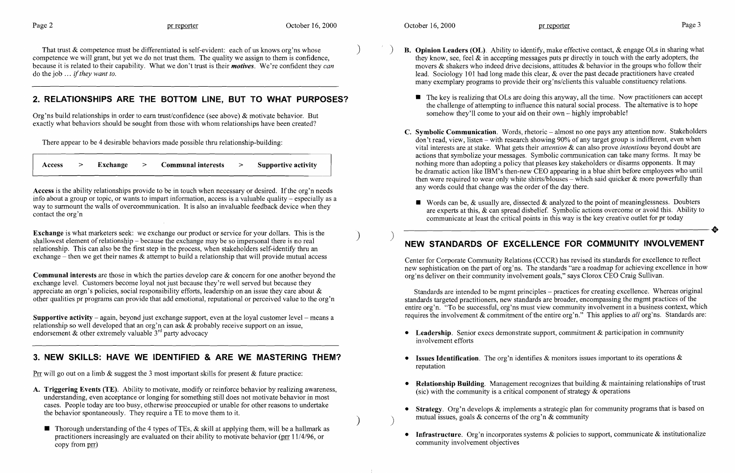That trust & competence must be differentiated is self-evident: each of us knows org'ns whose competence we will grant, but yet we do not trust them. The quality we assign to them is confidence, because it is related to their capability. What we don't trust is their ***motives***. We're confident they *can* do the job … *if they want to.*

## 2. RELATIONSHIPS ARE THE BOTTOM LINE, BUT TO WHAT PURPOSES?

Org'ns build relationships in order to earn trust/confidence (see above) & motivate behavior. But exactly what behaviors should be sought from those with whom relationships have been created?

There appear to be 4 desirable behaviors made possible thru relationship-building:

**Access** > **Exchange** > **Communal interests** > **Supportive activity**

**Access** is the ability relationships provide to be in touch when necessary or desired. If the org'n needs info about a group or topic, or wants to impart information, access is a valuable quality – especially as a way to surmount the walls of overcommunication. It is also an invaluable feedback device when they contact the org'n

**Exchange** is what marketers seek: we exchange our product or service for your dollars. This is the shallowest element of relationship – because the exchange may be so impersonal there is no real relationship. This can also be the first step in the process, when stakeholders self-identify thru an exchange – then we get their names & attempt to build a relationship that will provide mutual access

**Communal interests** are those in which the parties develop care & concern for one another beyond the exchange level. Customers become loyal not just because they're well served but because they appreciate an orgn's policies, social responsibility efforts, leadership on an issue they care about & other qualities pr programs can provide that add emotional, reputational or perceived value to the org'n

**Supportive activity** – again, beyond just exchange support, even at the loyal customer level – means a relationship so well developed that an org'n can ask & probably receive support on an issue, endorsement & other extremely valuable 3rd party advocacy

## 3. NEW SKILLS: HAVE WE IDENTIFIED & ARE WE MASTERING THEM?

Prr will go out on a limb & suggest the 3 most important skills for present & future practice:

**A. Triggering Events (TE).** Ability to motivate, modify or reinforce behavior by realizing awareness, understanding, even acceptance or longing for something still does not motivate behavior in most cases. People today are too busy, otherwise preoccupied or unable for other reasons to undertake the behavior spontaneously. They require a TE to move them to it.

- Thorough understanding of the 4 types of TEs, & skill at applying them, will be a hallmark as practitioners increasingly are evaluated on their ability to motivate behavior (prr 11/4/96, or copy from prr)

**B. Opinion Leaders (OL).** Ability to identify, make effective contact, & engage OLs in sharing what they know, see, feel & in accepting messages puts pr directly in touch with the early adopters, the movers & shakers who indeed drive decisions, attitudes & behavior in the groups who follow their lead. Sociology 101 had long made this clear, & over the past decade practitioners have created many exemplary programs to provide their org'ns/clients this valuable constituency relations.

- The key is realizing that OLs are doing this anyway, all the time. Now practitioners can accept the challenge of attempting to influence this natural social process. The alternative is to hope somehow they'll come to your aid on their own – highly improbable!

**C. Symbolic Communication.** Words, rhetoric – almost no one pays any attention now. Stakeholders don't read, view, listen – with research showing 90% of any target group is indifferent, even when vital interests are at stake. What gets their *attention* & can also prove *intentions* beyond doubt are actions that symbolize your messages. Symbolic communication can take many forms. It may be nothing more than adopting a policy that pleases key stakeholders or disarms opponents. It may be dramatic action like IBM's then-new CEO appearing in a blue shirt before employees who until then were required to wear only white shirts/blouses – which said quicker & more powerfully than any words could that change was the order of the day there.

- Words can be, & usually are, dissected & analyzed to the point of meaninglessness. Doubters are experts at this, & can spread disbelief. Symbolic actions overcome or avoid this. Ability to communicate at least the critical points in this way is the key creative outlet for pr today

## NEW STANDARDS OF EXCELLENCE FOR COMMUNITY INVOLVEMENT

Center for Corporate Community Relations (CCCR) has revised its standards for excellence to reflect new sophistication on the part of org'ns. The standards "are a roadmap for achieving excellence in how org'ns deliver on their community involvement goals," says Clorox CEO Craig Sullivan.

Standards are intended to be mgmt principles – practices for creating excellence. Whereas original standards targeted practitioners, new standards are broader, encompassing the mgmt practices of the entire org'n. "To be successful, org'ns must view community involvement in a business context, which requires the involvement & commitment of the entire org'n." This applies to *all* org'ns. Standards are:

- **Leadership**. Senior execs demonstrate support, commitment & participation in community involvement efforts
- **Issues Identification**. The org'n identifies & monitors issues important to its operations & reputation
- **Relationship Building**. Management recognizes that building & maintaining relationships of trust (sic) with the community is a critical component of strategy & operations
- **Strategy**. Org'n develops & implements a strategic plan for community programs that is based on mutual issues, goals & concerns of the org'n & community
- **Infrastructure**. Org'n incorporates systems & policies to support, communicate & institutionalize community involvement objectives